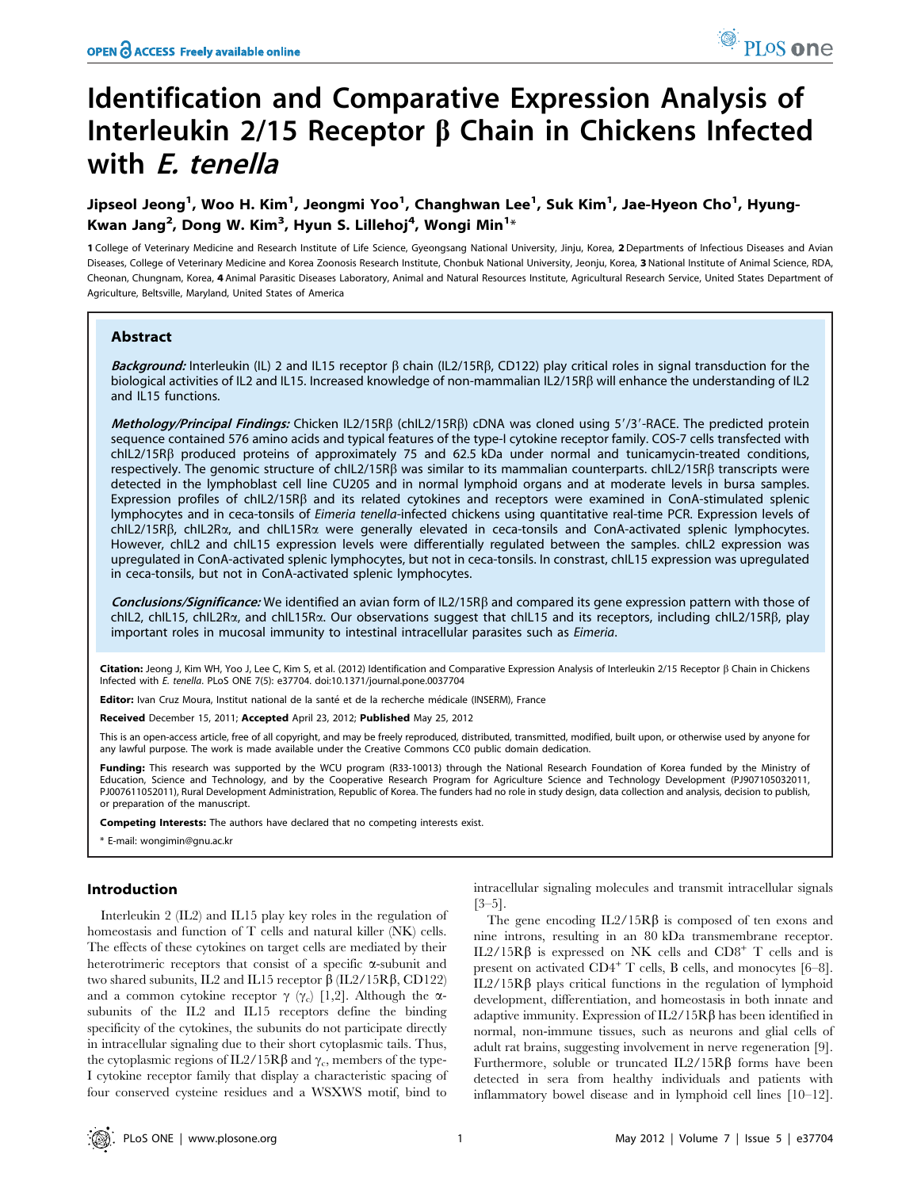# Identification and Comparative Expression Analysis of Interleukin 2/15 Receptor β Chain in Chickens Infected with *E. tenella*

**Jipseol Jeong[1], Woo H. Kim[1], Jeongmi Yoo[1], Changhwan Lee[1], Suk Kim[1], Jae-Hyeon Cho[1], Hyung-Kwan Jang[2], Dong W. Kim[3], Hyun S. Lillehoj[4], Wongi Min[1]***

1 College of Veterinary Medicine and Research Institute of Life Science, Gyeongsang National University, Jinju, Korea, 2 Departments of Infectious Diseases and Avian Diseases, College of Veterinary Medicine and Korea Zoonosis Research Institute, Chonbuk National University, Jeonju, Korea, 3 National Institute of Animal Science, RDA, Cheonan, Chungnam, Korea, 4 Animal Parasitic Diseases Laboratory, Animal and Natural Resources Institute, Agricultural Research Service, United States Department of Agriculture, Beltsville, Maryland, United States of America

## Abstract

***Background:*** Interleukin (IL) 2 and IL15 receptor β chain (IL2/15Rβ, CD122) play critical roles in signal transduction for the biological activities of IL2 and IL15. Increased knowledge of non-mammalian IL2/15Rβ will enhance the understanding of IL2 and IL15 functions.

***Methology/Principal Findings:*** Chicken IL2/15Rβ (chIL2/15Rβ) cDNA was cloned using 5′/3′-RACE. The predicted protein sequence contained 576 amino acids and typical features of the type-I cytokine receptor family. COS-7 cells transfected with chIL2/15Rβ produced proteins of approximately 75 and 62.5 kDa under normal and tunicamycin-treated conditions, respectively. The genomic structure of chIL2/15Rβ was similar to its mammalian counterparts. chIL2/15Rβ transcripts were detected in the lymphoblast cell line CU205 and in normal lymphoid organs and at moderate levels in bursa samples. Expression profiles of chIL2/15Rβ and its related cytokines and receptors were examined in ConA-stimulated splenic lymphocytes and in ceca-tonsils of *Eimeria tenella*-infected chickens using quantitative real-time PCR. Expression levels of chIL2/15Rβ, chIL2Rα, and chIL15Rα were generally elevated in ceca-tonsils and ConA-activated splenic lymphocytes. However, chIL2 and chIL15 expression levels were differentially regulated between the samples. chIL2 expression was upregulated in ConA-activated splenic lymphocytes, but not in ceca-tonsils. In constrast, chIL15 expression was upregulated in ceca-tonsils, but not in ConA-activated splenic lymphocytes.

***Conclusions/Significance:*** We identified an avian form of IL2/15Rβ and compared its gene expression pattern with those of chIL2, chIL15, chIL2Rα, and chIL15Rα. Our observations suggest that chIL15 and its receptors, including chIL2/15Rβ, play important roles in mucosal immunity to intestinal intracellular parasites such as *Eimeria*.

**Citation:** Jeong J, Kim WH, Yoo J, Lee C, Kim S, et al. (2012) Identification and Comparative Expression Analysis of Interleukin 2/15 Receptor β Chain in Chickens Infected with *E. tenella*. PLoS ONE 7(5): e37704. doi:10.1371/journal.pone.0037704

**Editor:** Ivan Cruz Moura, Institut national de la santé et de la recherche médicale (INSERM), France

**Received** December 15, 2011; **Accepted** April 23, 2012; **Published** May 25, 2012

This is an open-access article, free of all copyright, and may be freely reproduced, distributed, transmitted, modified, built upon, or otherwise used by anyone for any lawful purpose. The work is made available under the Creative Commons CC0 public domain dedication.

**Funding:** This research was supported by the WCU program (R33-10013) through the National Research Foundation of Korea funded by the Ministry of Education, Science and Technology, and by the Cooperative Research Program for Agriculture Science and Technology Development (PJ907105032011, PJ007611052011), Rural Development Administration, Republic of Korea. The funders had no role in study design, data collection and analysis, decision to publish, or preparation of the manuscript.

**Competing Interests:** The authors have declared that no competing interests exist.

\* E-mail: wongimin@gnu.ac.kr

## Introduction

Interleukin 2 (IL2) and IL15 play key roles in the regulation of homeostasis and function of T cells and natural killer (NK) cells. The effects of these cytokines on target cells are mediated by their heterotrimeric receptors that consist of a specific α-subunit and two shared subunits, IL2 and IL15 receptor β (IL2/15Rβ, CD122) and a common cytokine receptor γ ($\gamma_c$) [1,2]. Although the α-subunits of the IL2 and IL15 receptors define the binding specificity of the cytokines, the subunits do not participate directly in intracellular signaling due to their short cytoplasmic tails. Thus, the cytoplasmic regions of IL2/15Rβ and $\gamma_c$, members of the type-I cytokine receptor family that display a characteristic spacing of four conserved cysteine residues and a WSXWS motif, bind to intracellular signaling molecules and transmit intracellular signals [3–5].

The gene encoding IL2/15Rβ is composed of ten exons and nine introns, resulting in an 80 kDa transmembrane receptor. IL2/15Rβ is expressed on NK cells and CD8$^+$ T cells and is present on activated CD4$^+$ T cells, B cells, and monocytes [6–8]. IL2/15Rβ plays critical functions in the regulation of lymphoid development, differentiation, and homeostasis in both innate and adaptive immunity. Expression of IL2/15Rβ has been identified in normal, non-immune tissues, such as neurons and glial cells of adult rat brains, suggesting involvement in nerve regeneration [9]. Furthermore, soluble or truncated IL2/15Rβ forms have been detected in sera from healthy individuals and patients with inflammatory bowel disease and in lymphoid cell lines [10–12].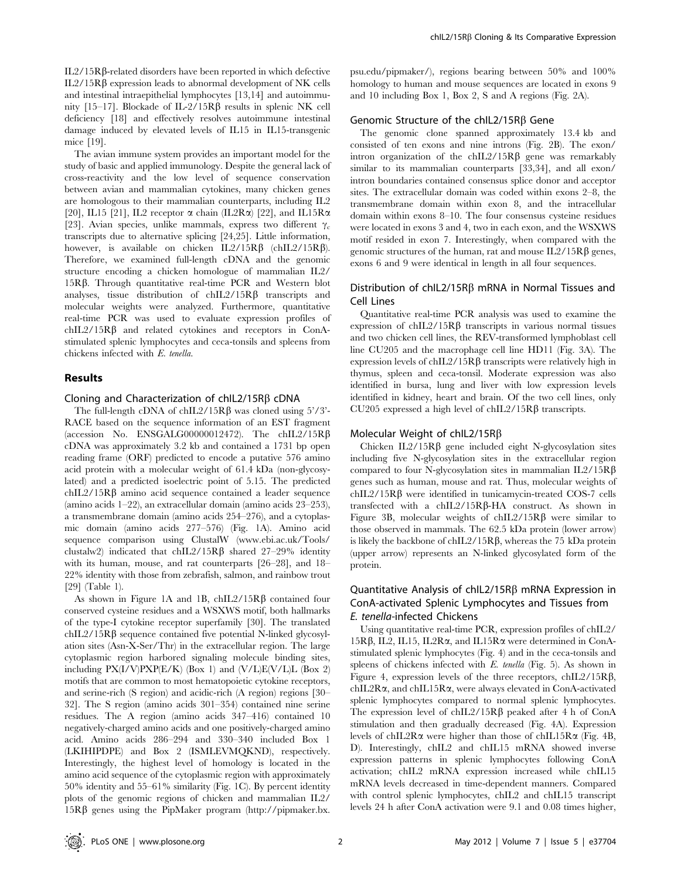IL2/15Rβ-related disorders have been reported in which defective IL2/15Rβ expression leads to abnormal development of NK cells and intestinal intraepithelial lymphocytes [13,14] and autoimmunity [15–17]. Blockade of IL-2/15Rβ results in splenic NK cell deficiency [18] and effectively resolves autoimmune intestinal damage induced by elevated levels of IL15 in IL15-transgenic mice [19].

The avian immune system provides an important model for the study of basic and applied immunology. Despite the general lack of cross-reactivity and the low level of sequence conservation between avian and mammalian cytokines, many chicken genes are homologous to their mammalian counterparts, including IL2 [20], IL15 [21], IL2 receptor α chain (IL2Rα) [22], and IL15Rα [23]. Avian species, unlike mammals, express two different $\gamma_c$ transcripts due to alternative splicing [24,25]. Little information, however, is available on chicken IL2/15Rβ (chIL2/15Rβ). Therefore, we examined full-length cDNA and the genomic structure encoding a chicken homologue of mammalian IL2/15Rβ. Through quantitative real-time PCR and Western blot analyses, tissue distribution of chIL2/15Rβ transcripts and molecular weights were analyzed. Furthermore, quantitative real-time PCR was used to evaluate expression profiles of chIL2/15Rβ and related cytokines and receptors in ConA-stimulated splenic lymphocytes and ceca-tonsils and spleens from chickens infected with *E. tenella*.

## Results

### Cloning and Characterization of chIL2/15Rβ cDNA

The full-length cDNA of chIL2/15Rβ was cloned using 5′/3′-RACE based on the sequence information of an EST fragment (accession No. ENSGALG00000012472). The chIL2/15Rβ cDNA was approximately 3.2 kb and contained a 1731 bp open reading frame (ORF) predicted to encode a putative 576 amino acid protein with a molecular weight of 61.4 kDa (non-glycosylated) and a predicted isoelectric point of 5.15. The predicted chIL2/15Rβ amino acid sequence contained a leader sequence (amino acids 1–22), an extracellular domain (amino acids 23–253), a transmembrane domain (amino acids 254–276), and a cytoplasmic domain (amino acids 277–576) (Fig. 1A). Amino acid sequence comparison using ClustalW (www.ebi.ac.uk/Tools/clustalw2) indicated that chIL2/15Rβ shared 27–29% identity with its human, mouse, and rat counterparts [26–28], and 18–22% identity with those from zebrafish, salmon, and rainbow trout [29] (Table 1).

As shown in Figure 1A and 1B, chIL2/15Rβ contained four conserved cysteine residues and a WSXWS motif, both hallmarks of the type-I cytokine receptor superfamily [30]. The translated chIL2/15Rβ sequence contained five potential N-linked glycosylation sites (Asn-X-Ser/Thr) in the extracellular region. The large cytoplasmic region harbored signaling molecule binding sites, including PX(I/V)PXP(E/K) (Box 1) and (V/L)E(V/L)L (Box 2) motifs that are common to most hematopoietic cytokine receptors, and serine-rich (S region) and acidic-rich (A region) regions [30–32]. The S region (amino acids 301–354) contained nine serine residues. The A region (amino acids 347–416) contained 10 negatively-charged amino acids and one positively-charged amino acid. Amino acids 286–294 and 330–340 included Box 1 (LKIHIPDPE) and Box 2 (ISMLEVMQKND), respectively. Interestingly, the highest level of homology is located in the amino acid sequence of the cytoplasmic region with approximately 50% identity and 55–61% similarity (Fig. 1C). By percent identity plots of the genomic regions of chicken and mammalian IL2/15Rβ genes using the PipMaker program (http://pipmaker.bx.psu.edu/pipmaker/), regions bearing between 50% and 100% homology to human and mouse sequences are located in exons 9 and 10 including Box 1, Box 2, S and A regions (Fig. 2A).

### Genomic Structure of the chIL2/15Rβ Gene

The genomic clone spanned approximately 13.4 kb and consisted of ten exons and nine introns (Fig. 2B). The exon/intron organization of the chIL2/15Rβ gene was remarkably similar to its mammalian counterparts [33,34], and all exon/intron boundaries contained consensus splice donor and acceptor sites. The extracellular domain was coded within exons 2–8, the transmembrane domain within exon 8, and the intracellular domain within exons 8–10. The four consensus cysteine residues were located in exons 3 and 4, two in each exon, and the WSXWS motif resided in exon 7. Interestingly, when compared with the genomic structures of the human, rat and mouse IL2/15Rβ genes, exons 6 and 9 were identical in length in all four sequences.

### Distribution of chIL2/15Rβ mRNA in Normal Tissues and Cell Lines

Quantitative real-time PCR analysis was used to examine the expression of chIL2/15Rβ transcripts in various normal tissues and two chicken cell lines, the REV-transformed lymphoblast cell line CU205 and the macrophage cell line HD11 (Fig. 3A). The expression levels of chIL2/15Rβ transcripts were relatively high in thymus, spleen and ceca-tonsil. Moderate expression was also identified in bursa, lung and liver with low expression levels identified in kidney, heart and brain. Of the two cell lines, only CU205 expressed a high level of chIL2/15Rβ transcripts.

### Molecular Weight of chIL2/15Rβ

Chicken IL2/15Rβ gene included eight N-glycosylation sites including five N-glycosylation sites in the extracellular region compared to four N-glycosylation sites in mammalian IL2/15Rβ genes such as human, mouse and rat. Thus, molecular weights of chIL2/15Rβ were identified in tunicamycin-treated COS-7 cells transfected with a chIL2/15Rβ-HA construct. As shown in Figure 3B, molecular weights of chIL2/15Rβ were similar to those observed in mammals. The 62.5 kDa protein (lower arrow) is likely the backbone of chIL2/15Rβ, whereas the 75 kDa protein (upper arrow) represents an N-linked glycosylated form of the protein.

### Quantitative Analysis of chIL2/15Rβ mRNA Expression in ConA-activated Splenic Lymphocytes and Tissues from *E. tenella*-infected Chickens

Using quantitative real-time PCR, expression profiles of chIL2/15Rβ, IL2, IL15, IL2Rα, and IL15Rα were determined in ConA-stimulated splenic lymphocytes (Fig. 4) and in the ceca-tonsils and spleens of chickens infected with *E. tenella* (Fig. 5). As shown in Figure 4, expression levels of the three receptors, chIL2/15Rβ, chIL2Rα, and chIL15Rα, were always elevated in ConA-activated splenic lymphocytes compared to normal splenic lymphocytes. The expression level of chIL2/15Rβ peaked after 4 h of ConA stimulation and then gradually decreased (Fig. 4A). Expression levels of chIL2Rα were higher than those of chIL15Rα (Fig. 4B, D). Interestingly, chIL2 and chIL15 mRNA showed inverse expression patterns in splenic lymphocytes following ConA activation; chIL2 mRNA expression increased while chIL15 mRNA levels decreased in time-dependent manners. Compared with control splenic lymphocytes, chIL2 and chIL15 transcript levels 24 h after ConA activation were 9.1 and 0.08 times higher,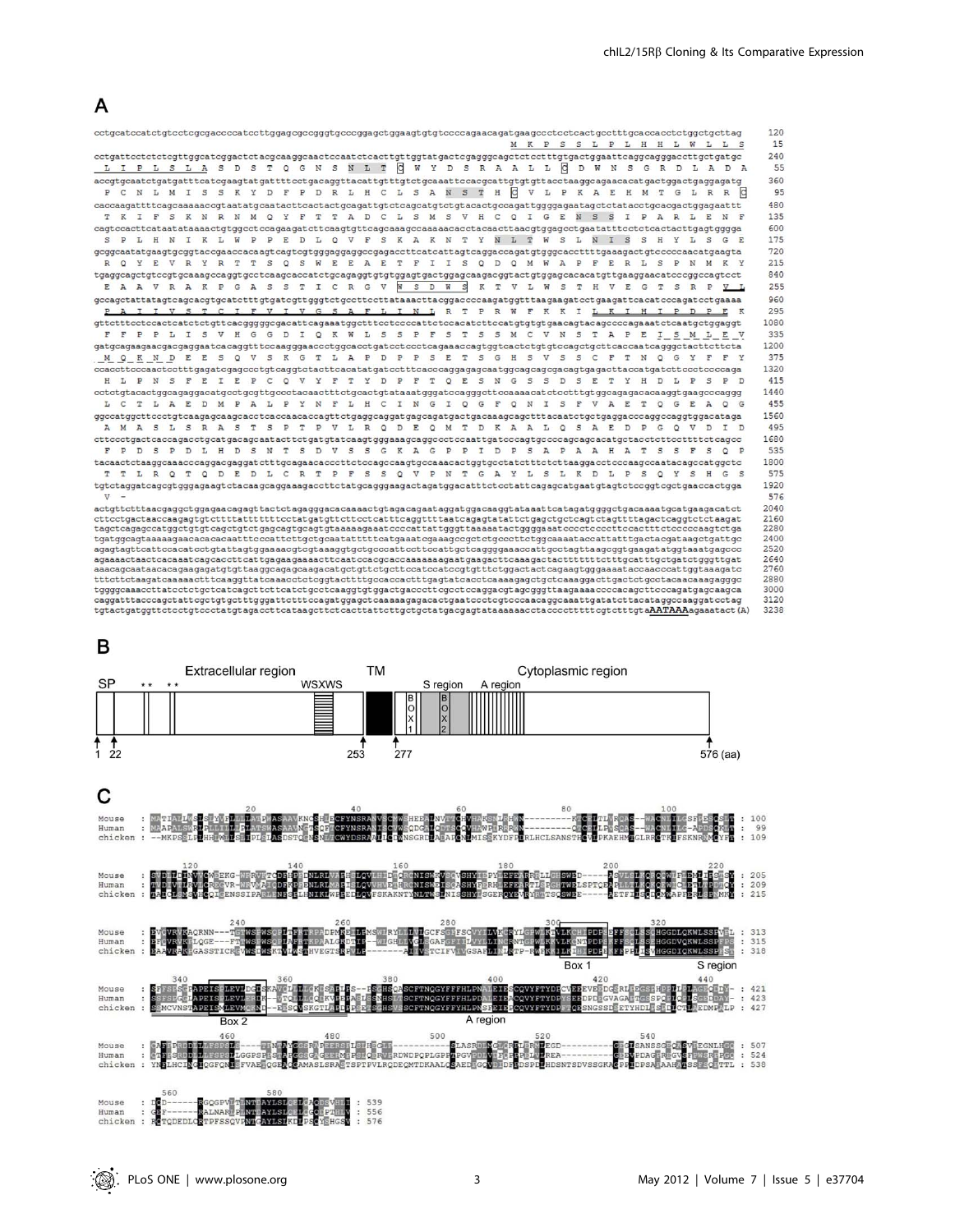A

B

C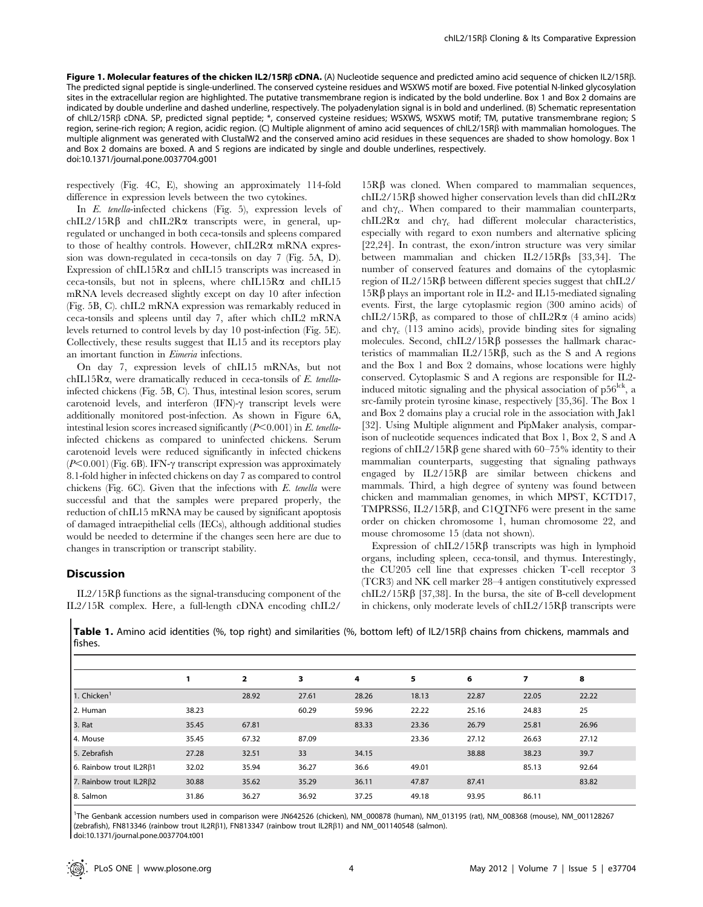**Figure 1. Molecular features of the chicken IL2/15Rβ cDNA.** (A) Nucleotide sequence and predicted amino acid sequence of chicken IL2/15Rβ. The predicted signal peptide is single-underlined. The conserved cysteine residues and WSXWS motif are boxed. Five potential N-linked glycosylation sites in the extracellular region are highlighted. The putative transmembrane region is indicated by the bold underline. Box 1 and Box 2 domains are indicated by double underline and dashed underline, respectively. The polyadenylation signal is in bold and underlined. (B) Schematic representation of chIL2/15Rβ cDNA. SP, predicted signal peptide; *, conserved cysteine residues; WSXWS, WSXWS motif; TM, putative transmembrane region; S region, serine-rich region; A region, acidic region. (C) Multiple alignment of amino acid sequences of chIL2/15Rβ with mammalian homologues. The multiple alignment was generated with ClustalW2 and the conserved amino acid residues in these sequences are shaded to show homology. Box 1 and Box 2 domains are boxed. A and S regions are indicated by single and double underlines, respectively.
doi:10.1371/journal.pone.0037704.g001

respectively (Fig. 4C, E), showing an approximately 114-fold difference in expression levels between the two cytokines.

In *E. tenella*-infected chickens (Fig. 5), expression levels of chIL2/15Rβ and chIL2Rα transcripts were, in general, up-regulated or unchanged in both ceca-tonsils and spleens compared to those of healthy controls. However, chIL2Rα mRNA expression was down-regulated in ceca-tonsils on day 7 (Fig. 5A, D). Expression of chIL15Rα and chIL15 transcripts was increased in ceca-tonsils, but not in spleens, where chIL15Rα and chIL15 mRNA levels decreased slightly except on day 10 after infection (Fig. 5B, C). chIL2 mRNA expression was remarkably reduced in ceca-tonsils and spleens until day 7, after which chIL2 mRNA levels returned to control levels by day 10 post-infection (Fig. 5E). Collectively, these results suggest that IL15 and its receptors play an imortant function in *Eimeria* infections.

On day 7, expression levels of chIL15 mRNAs, but not chIL15Rα, were dramatically reduced in ceca-tonsils of *E. tenella*-infected chickens (Fig. 5B, C). Thus, intestinal lesion scores, serum carotenoid levels, and interferon (IFN)-γ transcript levels were additionally monitored post-infection. As shown in Figure 6A, intestinal lesion scores increased significantly ($P<0.001$) in *E. tenella*-infected chickens as compared to uninfected chickens. Serum carotenoid levels were reduced significantly in infected chickens ($P<0.001$) (Fig. 6B). IFN-γ transcript expression was approximately 8.1-fold higher in infected chickens on day 7 as compared to control chickens (Fig. 6C). Given that the infections with *E. tenella* were successful and that the samples were prepared properly, the reduction of chIL15 mRNA may be caused by significant apoptosis of damaged intraepithelial cells (IECs), although additional studies would be needed to determine if the changes seen here are due to changes in transcription or transcript stability.

## Discussion

IL2/15Rβ functions as the signal-transducing component of the IL2/15R complex. Here, a full-length cDNA encoding chIL2/15Rβ was cloned. When compared to mammalian sequences, chIL2/15Rβ showed higher conservation levels than did chIL2Rα and chγ$_c$. When compared to their mammalian counterparts, chIL2Rα and chγ$_c$ had different molecular characteristics, especially with regard to exon numbers and alternative splicing [22,24]. In contrast, the exon/intron structure was very similar between mammalian and chicken IL2/15Rβs [33,34]. The number of conserved features and domains of the cytoplasmic region of IL2/15Rβ between different species suggest that chIL2/15Rβ plays an important role in IL2- and IL15-mediated signaling events. First, the large cytoplasmic region (300 amino acids) of chIL2/15Rβ, as compared to those of chIL2Rα (4 amino acids) and chγ$_c$ (113 amino acids), provide binding sites for signaling molecules. Second, chIL2/15Rβ possesses the hallmark characteristics of mammalian IL2/15Rβ, such as the S and A regions and the Box 1 and Box 2 domains, whose locations were highly conserved. Cytoplasmic S and A regions are responsible for IL2-induced mitotic signaling and the physical association of p56$^{lck}$, a src-family protein tyrosine kinase, respectively [35,36]. The Box 1 and Box 2 domains play a crucial role in the association with Jak1 [32]. Using Multiple alignment and PipMaker analysis, comparison of nucleotide sequences indicated that Box 1, Box 2, S and A regions of chIL2/15Rβ gene shared with 60–75% identity to their mammalian counterparts, suggesting that signaling pathways engaged by IL2/15Rβ are similar between chickens and mammals. Third, a high degree of synteny was found between chicken and mammalian genomes, in which MPST, KCTD17, TMPRSS6, IL2/15Rβ, and C1QTNF6 were present in the same order on chicken chromosome 1, human chromosome 22, and mouse chromosome 15 (data not shown).

Expression of chIL2/15Rβ transcripts was high in lymphoid organs, including spleen, ceca-tonsil, and thymus. Interestingly, the CU205 cell line that expresses chicken T-cell receptor 3 (TCR3) and NK cell marker 28–4 antigen constitutively expressed chIL2/15Rβ [37,38]. In the bursa, the site of B-cell development in chickens, only moderate levels of chIL2/15Rβ transcripts were

**Table 1.** Amino acid identities (%, top right) and similarities (%, bottom left) of IL2/15Rβ chains from chickens, mammals and fishes.

| | 1 | 2 | 3 | 4 | 5 | 6 | 7 | 8 |
|---|---|---|---|---|---|---|---|---|
| 1. Chicken[1] | | 28.92 | 27.61 | 28.26 | 18.13 | 22.87 | 22.05 | 22.22 |
| 2. Human | 38.23 | | 60.29 | 59.96 | 22.22 | 25.16 | 24.83 | 25 |
| 3. Rat | 35.45 | 67.81 | | 83.33 | 23.36 | 26.79 | 25.81 | 26.96 |
| 4. Mouse | 35.45 | 67.32 | 87.09 | | 23.36 | 27.12 | 26.63 | 27.12 |
| 5. Zebrafish | 27.28 | 32.51 | 33 | 34.15 | | 38.88 | 38.23 | 39.7 |
| 6. Rainbow trout IL2Rβ1 | 32.02 | 35.94 | 36.27 | 36.6 | 49.01 | | 85.13 | 92.64 |
| 7. Rainbow trout IL2Rβ2 | 30.88 | 35.62 | 35.29 | 36.11 | 47.87 | 87.41 | | 83.82 |
| 8. Salmon | 31.86 | 36.27 | 36.92 | 37.25 | 49.18 | 93.95 | 86.11 | |

[1]The Genbank accession numbers used in comparison were JN642526 (chicken), NM_000878 (human), NM_013195 (rat), NM_008368 (mouse), NM_001128267 (zebrafish), FN813346 (rainbow trout IL2Rβ1), FN813347 (rainbow trout IL2Rβ1) and NM_001140548 (salmon).
doi:10.1371/journal.pone.0037704.t001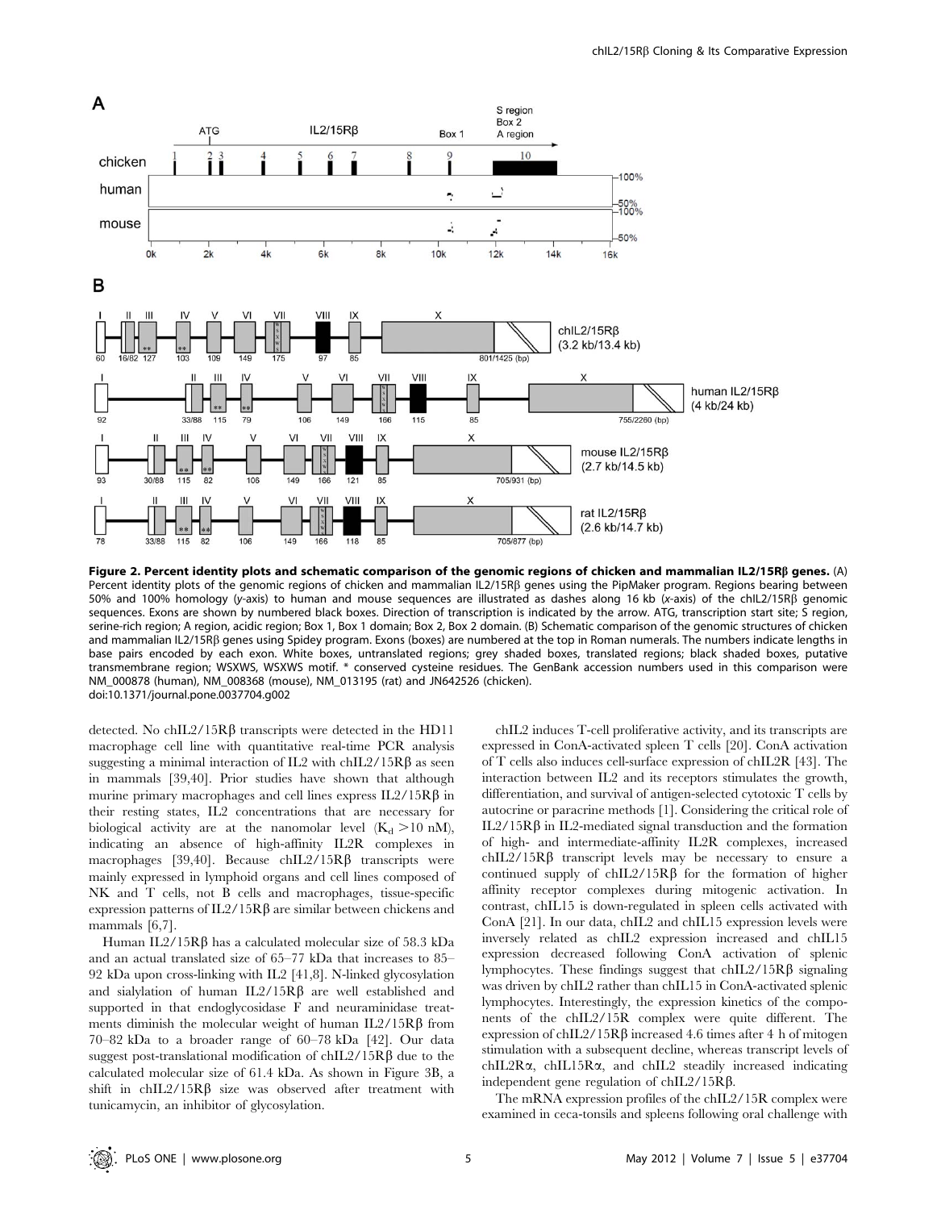**Figure 2. Percent identity plots and schematic comparison of the genomic regions of chicken and mammalian IL2/15Rβ genes.** (A) Percent identity plots of the genomic regions of chicken and mammalian IL2/15Rβ genes using the PipMaker program. Regions bearing between 50% and 100% homology (*y*-axis) to human and mouse sequences are illustrated as dashes along 16 kb (*x*-axis) of the chIL2/15Rβ genomic sequences. Exons are shown by numbered black boxes. Direction of transcription is indicated by the arrow. ATG, transcription start site; S region, serine-rich region; A region, acidic region; Box 1, Box 1 domain; Box 2, Box 2 domain. (B) Schematic comparison of the genomic structures of chicken and mammalian IL2/15Rβ genes using Spidey program. Exons (boxes) are numbered at the top in Roman numerals. The numbers indicate lengths in base pairs encoded by each exon. White boxes, untranslated regions; grey shaded boxes, translated regions; black shaded boxes, putative transmembrane region; WSXWS, WSXWS motif. * conserved cysteine residues. The GenBank accession numbers used in this comparison were NM_000878 (human), NM_008368 (mouse), NM_013195 (rat) and JN642526 (chicken).
doi:10.1371/journal.pone.0037704.g002

detected. No chIL2/15Rβ transcripts were detected in the HD11 macrophage cell line with quantitative real-time PCR analysis suggesting a minimal interaction of IL2 with chIL2/15Rβ as seen in mammals [39,40]. Prior studies have shown that although murine primary macrophages and cell lines express IL2/15Rβ in their resting states, IL2 concentrations that are necessary for biological activity are at the nanomolar level ($K_d$ >10 nM), indicating an absence of high-affinity IL2R complexes in macrophages [39,40]. Because chIL2/15Rβ transcripts were mainly expressed in lymphoid organs and cell lines composed of NK and T cells, not B cells and macrophages, tissue-specific expression patterns of IL2/15Rβ are similar between chickens and mammals [6,7].

Human IL2/15Rβ has a calculated molecular size of 58.3 kDa and an actual translated size of 65–77 kDa that increases to 85–92 kDa upon cross-linking with IL2 [41,8]. N-linked glycosylation and sialylation of human IL2/15Rβ are well established and supported in that endoglycosidase F and neuraminidase treatments diminish the molecular weight of human IL2/15Rβ from 70–82 kDa to a broader range of 60–78 kDa [42]. Our data suggest post-translational modification of chIL2/15Rβ due to the calculated molecular size of 61.4 kDa. As shown in Figure 3B, a shift in chIL2/15Rβ size was observed after treatment with tunicamycin, an inhibitor of glycosylation.

chIL2 induces T-cell proliferative activity, and its transcripts are expressed in ConA-activated spleen T cells [20]. ConA activation of T cells also induces cell-surface expression of chIL2R [43]. The interaction between IL2 and its receptors stimulates the growth, differentiation, and survival of antigen-selected cytotoxic T cells by autocrine or paracrine methods [1]. Considering the critical role of IL2/15Rβ in IL2-mediated signal transduction and the formation of high- and intermediate-affinity IL2R complexes, increased chIL2/15Rβ transcript levels may be necessary to ensure a continued supply of chIL2/15Rβ for the formation of higher affinity receptor complexes during mitogenic activation. In contrast, chIL15 is down-regulated in spleen cells activated with ConA [21]. In our data, chIL2 and chIL15 expression levels were inversely related as chIL2 expression increased and chIL15 expression decreased following ConA activation of splenic lymphocytes. These findings suggest that chIL2/15Rβ signaling was driven by chIL2 rather than chIL15 in ConA-activated splenic lymphocytes. Interestingly, the expression kinetics of the components of the chIL2/15R complex were quite different. The expression of chIL2/15Rβ increased 4.6 times after 4 h of mitogen stimulation with a subsequent decline, whereas transcript levels of chIL2Rα, chIL15Rα, and chIL2 steadily increased indicating independent gene regulation of chIL2/15Rβ.

The mRNA expression profiles of the chIL2/15R complex were examined in ceca-tonsils and spleens following oral challenge with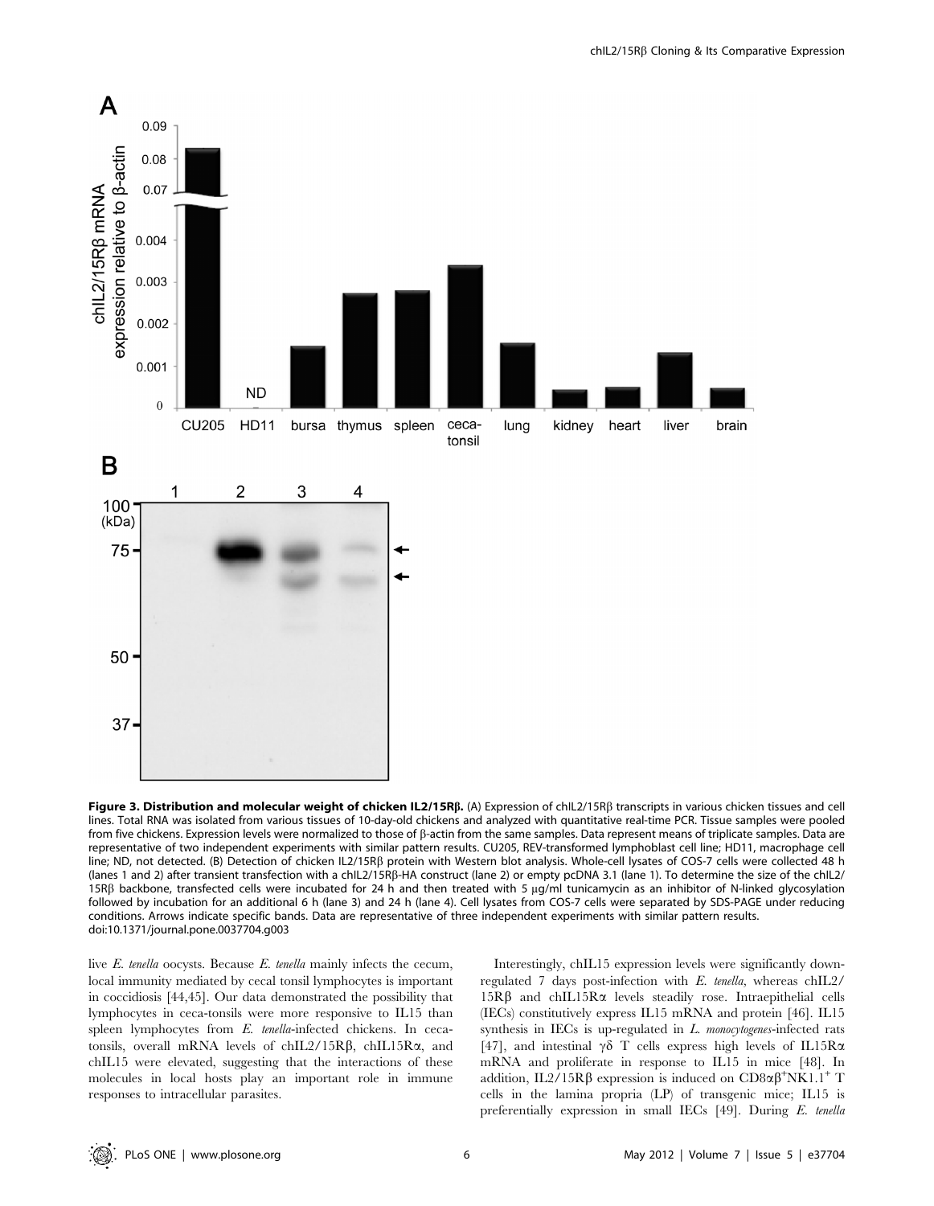**Figure 3. Distribution and molecular weight of chicken IL2/15Rβ.** (A) Expression of chIL2/15Rβ transcripts in various chicken tissues and cell lines. Total RNA was isolated from various tissues of 10-day-old chickens and analyzed with quantitative real-time PCR. Tissue samples were pooled from five chickens. Expression levels were normalized to those of β-actin from the same samples. Data represent means of triplicate samples. Data are representative of two independent experiments with similar pattern results. CU205, REV-transformed lymphoblast cell line; HD11, macrophage cell line; ND, not detected. (B) Detection of chicken IL2/15Rβ protein with Western blot analysis. Whole-cell lysates of COS-7 cells were collected 48 h (lanes 1 and 2) after transient transfection with a chIL2/15Rβ-HA construct (lane 2) or empty pcDNA 3.1 (lane 1). To determine the size of the chIL2/15Rβ backbone, transfected cells were incubated for 24 h and then treated with 5 μg/ml tunicamycin as an inhibitor of N-linked glycosylation followed by incubation for an additional 6 h (lane 3) and 24 h (lane 4). Cell lysates from COS-7 cells were separated by SDS-PAGE under reducing conditions. Arrows indicate specific bands. Data are representative of three independent experiments with similar pattern results.
doi:10.1371/journal.pone.0037704.g003

live *E. tenella* oocysts. Because *E. tenella* mainly infects the cecum, local immunity mediated by cecal tonsil lymphocytes is important in coccidiosis [44,45]. Our data demonstrated the possibility that lymphocytes in ceca-tonsils were more responsive to IL15 than spleen lymphocytes from *E. tenella*-infected chickens. In ceca-tonsils, overall mRNA levels of chIL2/15Rβ, chIL15Rα, and chIL15 were elevated, suggesting that the interactions of these molecules in local hosts play an important role in immune responses to intracellular parasites.

Interestingly, chIL15 expression levels were significantly down-regulated 7 days post-infection with *E. tenella*, whereas chIL2/15Rβ and chIL15Rα levels steadily rose. Intraepithelial cells (IECs) constitutively express IL15 mRNA and protein [46]. IL15 synthesis in IECs is up-regulated in *L. monocytogenes*-infected rats [47], and intestinal γδ T cells express high levels of IL15Rα mRNA and proliferate in response to IL15 in mice [48]. In addition, IL2/15Rβ expression is induced on $CD8\alpha\beta^{+}NK1.1^{+}$ T cells in the lamina propria (LP) of transgenic mice; IL15 is preferentially expression in small IECs [49]. During *E. tenella*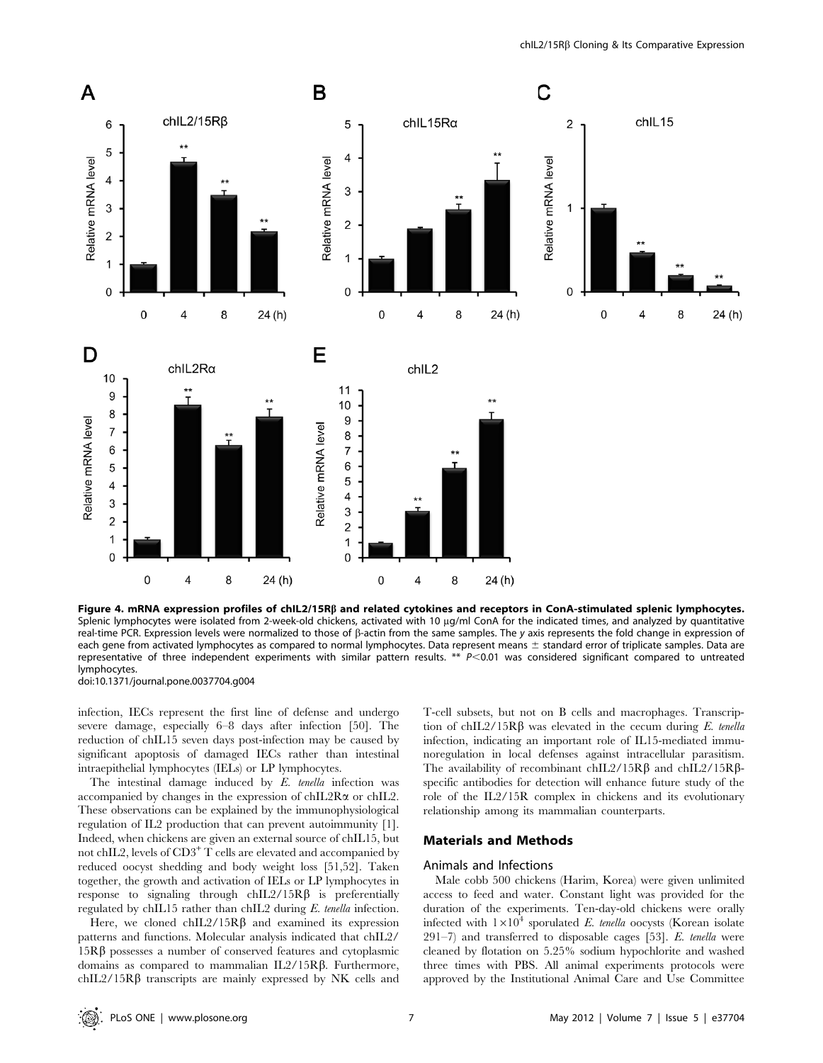**Figure 4. mRNA expression profiles of chIL2/15Rβ and related cytokines and receptors in ConA-stimulated splenic lymphocytes.** Splenic lymphocytes were isolated from 2-week-old chickens, activated with 10 µg/ml ConA for the indicated times, and analyzed by quantitative real-time PCR. Expression levels were normalized to those of β-actin from the same samples. The *y* axis represents the fold change in expression of each gene from activated lymphocytes as compared to normal lymphocytes. Data represent means ± standard error of triplicate samples. Data are representative of three independent experiments with similar pattern results. ** $P<0.01$ was considered significant compared to untreated lymphocytes.
doi:10.1371/journal.pone.0037704.g004

infection, IECs represent the first line of defense and undergo severe damage, especially 6–8 days after infection [50]. The reduction of chIL15 seven days post-infection may be caused by significant apoptosis of damaged IECs rather than intestinal intraepithelial lymphocytes (IELs) or LP lymphocytes.

The intestinal damage induced by *E. tenella* infection was accompanied by changes in the expression of chIL2Rα or chIL2. These observations can be explained by the immunophysiological regulation of IL2 production that can prevent autoimmunity [1]. Indeed, when chickens are given an external source of chIL15, but not chIL2, levels of $CD3^{+}$ T cells are elevated and accompanied by reduced oocyst shedding and body weight loss [51,52]. Taken together, the growth and activation of IELs or LP lymphocytes in response to signaling through chIL2/15Rβ is preferentially regulated by chIL15 rather than chIL2 during *E. tenella* infection.

Here, we cloned chIL2/15Rβ and examined its expression patterns and functions. Molecular analysis indicated that chIL2/15Rβ possesses a number of conserved features and cytoplasmic domains as compared to mammalian IL2/15Rβ. Furthermore, chIL2/15Rβ transcripts are mainly expressed by NK cells and T-cell subsets, but not on B cells and macrophages. Transcription of chIL2/15Rβ was elevated in the cecum during *E. tenella* infection, indicating an important role of IL15-mediated immunoregulation in local defenses against intracellular parasitism. The availability of recombinant chIL2/15Rβ and chIL2/15Rβ-specific antibodies for detection will enhance future study of the role of the IL2/15R complex in chickens and its evolutionary relationship among its mammalian counterparts.

## Materials and Methods

### Animals and Infections

Male cobb 500 chickens (Harim, Korea) were given unlimited access to feed and water. Constant light was provided for the duration of the experiments. Ten-day-old chickens were orally infected with $1\times10^{4}$ sporulated *E. tenella* oocysts (Korean isolate 291–7) and transferred to disposable cages [53]. *E. tenella* were cleaned by flotation on 5.25% sodium hypochlorite and washed three times with PBS. All animal experiments protocols were approved by the Institutional Animal Care and Use Committee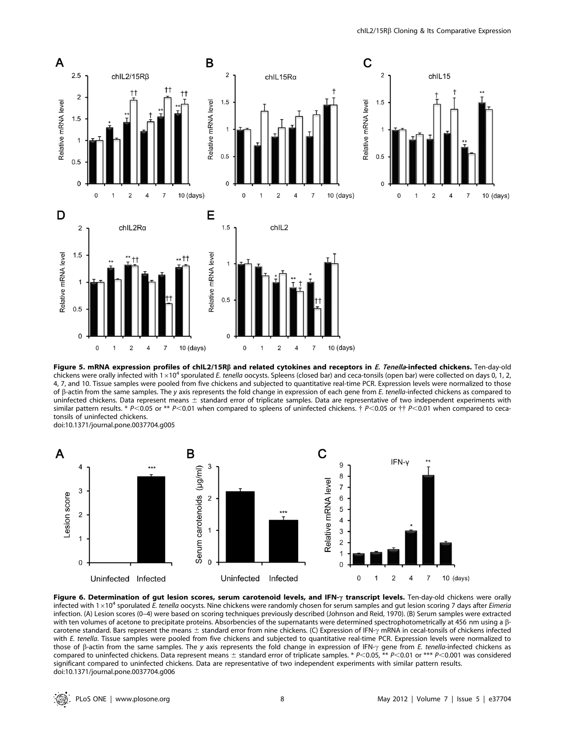**Figure 5. mRNA expression profiles of chIL2/15Rβ and related cytokines and receptors in *E. Tenella*-infected chickens.** Ten-day-old chickens were orally infected with $1\times10^4$ sporulated *E. tenella* oocysts. Spleens (closed bar) and ceca-tonsils (open bar) were collected on days 0, 1, 2, 4, 7, and 10. Tissue samples were pooled from five chickens and subjected to quantitative real-time PCR. Expression levels were normalized to those of β-actin from the same samples. The *y* axis represents the fold change in expression of each gene from *E. tenella*-infected chickens as compared to uninfected chickens. Data represent means ± standard error of triplicate samples. Data are representative of two independent experiments with similar pattern results. * $P<0.05$ or ** $P<0.01$ when compared to spleens of uninfected chickens. † $P<0.05$ or †† $P<0.01$ when compared to ceca-tonsils of uninfected chickens.
doi:10.1371/journal.pone.0037704.g005

**Figure 6. Determination of gut lesion scores, serum carotenoid levels, and IFN-γ transcript levels.** Ten-day-old chickens were orally infected with $1\times10^4$ sporulated *E. tenella* oocysts. Nine chickens were randomly chosen for serum samples and gut lesion scoring 7 days after *Eimeria* infection. (A) Lesion scores (0–4) were based on scoring techniques previously described (Johnson and Reid, 1970). (B) Serum samples were extracted with ten volumes of acetone to precipitate proteins. Absorbencies of the supernatants were determined spectrophotometrically at 456 nm using a β-carotene standard. Bars represent the means ± standard error from nine chickens. (C) Expression of IFN-γ mRNA in cecal-tonsils of chickens infected with *E. tenella*. Tissue samples were pooled from five chickens and subjected to quantitative real-time PCR. Expression levels were normalized to those of β-actin from the same samples. The *y* axis represents the fold change in expression of IFN-γ gene from *E. tenella*-infected chickens as compared to uninfected chickens. Data represent means ± standard error of triplicate samples. * $P<0.05$, ** $P<0.01$ or *** $P<0.001$ was considered significant compared to uninfected chickens. Data are representative of two independent experiments with similar pattern results.
doi:10.1371/journal.pone.0037704.g006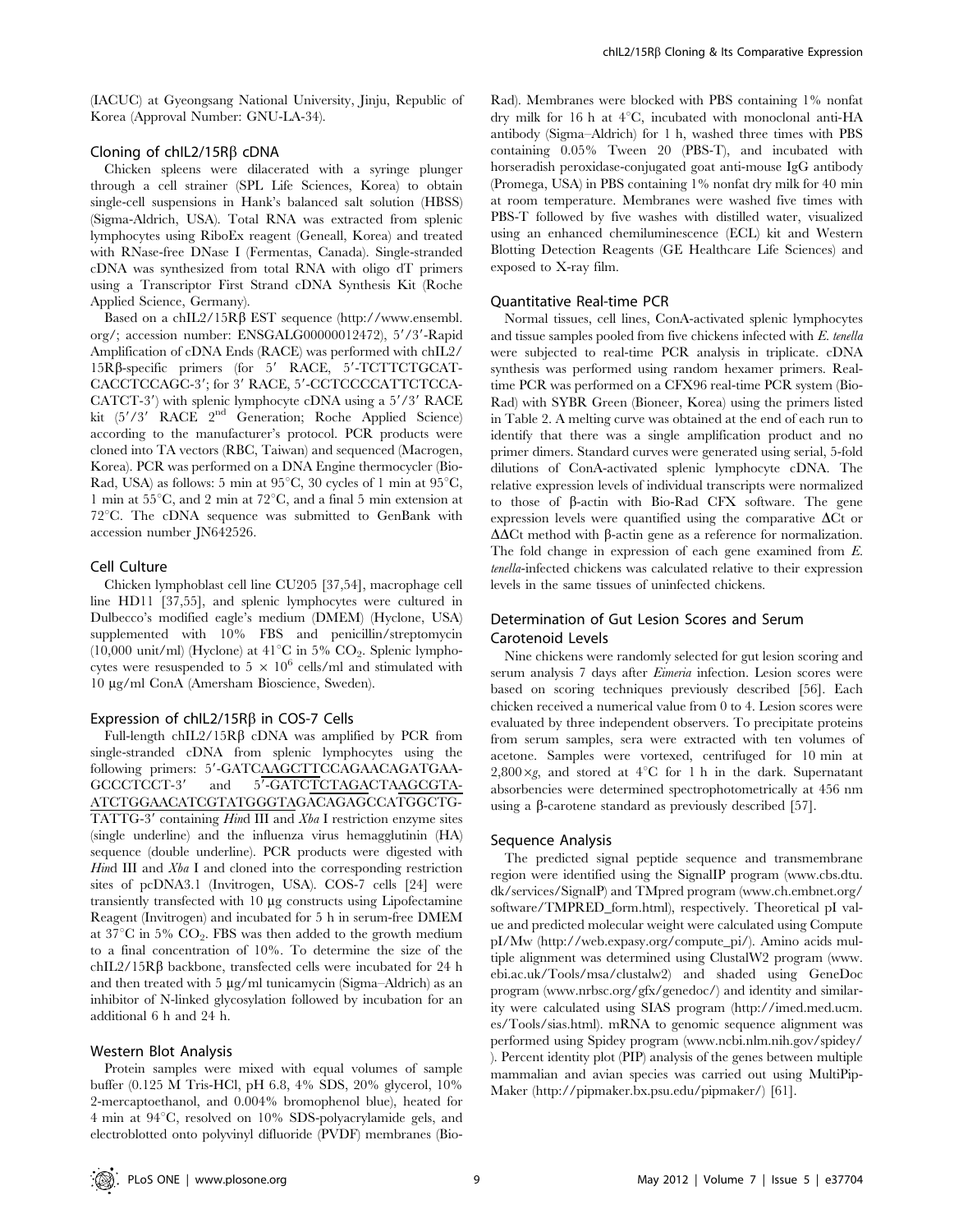(IACUC) at Gyeongsang National University, Jinju, Republic of Korea (Approval Number: GNU-LA-34).

## Cloning of chIL2/15Rβ cDNA

Chicken spleens were dilacerated with a syringe plunger through a cell strainer (SPL Life Sciences, Korea) to obtain single-cell suspensions in Hank's balanced salt solution (HBSS) (Sigma-Aldrich, USA). Total RNA was extracted from splenic lymphocytes using RiboEx reagent (Geneall, Korea) and treated with RNase-free DNase I (Fermentas, Canada). Single-stranded cDNA was synthesized from total RNA with oligo dT primers using a Transcriptor First Strand cDNA Synthesis Kit (Roche Applied Science, Germany).

Based on a chIL2/15Rβ EST sequence (http://www.ensembl.org/; accession number: ENSGALG00000012472), 5′/3′-Rapid Amplification of cDNA Ends (RACE) was performed with chIL2/15Rβ-specific primers (for 5′ RACE, 5′-TCTTCTGCATCACCTCCAGC-3′; for 3′ RACE, 5′-CCTCCCCATTCTCCACATCT-3′) with splenic lymphocyte cDNA using a 5′/3′ RACE kit (5′/3′ RACE 2[nd] Generation; Roche Applied Science) according to the manufacturer's protocol. PCR products were cloned into TA vectors (RBC, Taiwan) and sequenced (Macrogen, Korea). PCR was performed on a DNA Engine thermocycler (Bio-Rad, USA) as follows: 5 min at 95°C, 30 cycles of 1 min at 95°C, 1 min at 55°C, and 2 min at 72°C, and a final 5 min extension at 72°C. The cDNA sequence was submitted to GenBank with accession number JN642526.

## Cell Culture

Chicken lymphoblast cell line CU205 [37,54], macrophage cell line HD11 [37,55], and splenic lymphocytes were cultured in Dulbecco's modified eagle's medium (DMEM) (Hyclone, USA) supplemented with 10% FBS and penicillin/streptomycin (10,000 unit/ml) (Hyclone) at 41°C in 5% $CO_2$. Splenic lymphocytes were resuspended to $5 \times 10^6$ cells/ml and stimulated with 10 µg/ml ConA (Amersham Bioscience, Sweden).

## Expression of chIL2/15Rβ in COS-7 Cells

Full-length chIL2/15Rβ cDNA was amplified by PCR from single-stranded cDNA from splenic lymphocytes using the following primers: 5′-GATCAAGCTTCCAGAACAGATGAAGCCCTCCT-3′ and 5′-GATCTCTAGACTAAGCGTAATCTGGAACATCGTATGGGTAGACAGAGCCATGGCTGTATTG-3′ containing *Hin*d III and *Xba* I restriction enzyme sites (single underline) and the influenza virus hemagglutinin (HA) sequence (double underline). PCR products were digested with *Hin*d III and *Xba* I and cloned into the corresponding restriction sites of pcDNA3.1 (Invitrogen, USA). COS-7 cells [24] were transiently transfected with 10 µg constructs using Lipofectamine Reagent (Invitrogen) and incubated for 5 h in serum-free DMEM at 37°C in 5% $CO_2$. FBS was then added to the growth medium to a final concentration of 10%. To determine the size of the chIL2/15Rβ backbone, transfected cells were incubated for 24 h and then treated with 5 µg/ml tunicamycin (Sigma–Aldrich) as an inhibitor of N-linked glycosylation followed by incubation for an additional 6 h and 24 h.

## Western Blot Analysis

Protein samples were mixed with equal volumes of sample buffer (0.125 M Tris-HCl, pH 6.8, 4% SDS, 20% glycerol, 10% 2-mercaptoethanol, and 0.004% bromophenol blue), heated for 4 min at 94°C, resolved on 10% SDS-polyacrylamide gels, and electroblotted onto polyvinyl difluoride (PVDF) membranes (Bio-Rad). Membranes were blocked with PBS containing 1% nonfat dry milk for 16 h at 4°C, incubated with monoclonal anti-HA antibody (Sigma–Aldrich) for 1 h, washed three times with PBS containing 0.05% Tween 20 (PBS-T), and incubated with horseradish peroxidase-conjugated goat anti-mouse IgG antibody (Promega, USA) in PBS containing 1% nonfat dry milk for 40 min at room temperature. Membranes were washed five times with PBS-T followed by five washes with distilled water, visualized using an enhanced chemiluminescence (ECL) kit and Western Blotting Detection Reagents (GE Healthcare Life Sciences) and exposed to X-ray film.

## Quantitative Real-time PCR

Normal tissues, cell lines, ConA-activated splenic lymphocytes and tissue samples pooled from five chickens infected with *E. tenella* were subjected to real-time PCR analysis in triplicate. cDNA synthesis was performed using random hexamer primers. Real-time PCR was performed on a CFX96 real-time PCR system (Bio-Rad) with SYBR Green (Bioneer, Korea) using the primers listed in Table 2. A melting curve was obtained at the end of each run to identify that there was a single amplification product and no primer dimers. Standard curves were generated using serial, 5-fold dilutions of ConA-activated splenic lymphocyte cDNA. The relative expression levels of individual transcripts were normalized to those of β-actin with Bio-Rad CFX software. The gene expression levels were quantified using the comparative ΔCt or ΔΔCt method with β-actin gene as a reference for normalization. The fold change in expression of each gene examined from *E. tenella*-infected chickens was calculated relative to their expression levels in the same tissues of uninfected chickens.

## Determination of Gut Lesion Scores and Serum Carotenoid Levels

Nine chickens were randomly selected for gut lesion scoring and serum analysis 7 days after *Eimeria* infection. Lesion scores were based on scoring techniques previously described [56]. Each chicken received a numerical value from 0 to 4. Lesion scores were evaluated by three independent observers. To precipitate proteins from serum samples, sera were extracted with ten volumes of acetone. Samples were vortexed, centrifuged for 10 min at $2,800 \times g$, and stored at 4°C for 1 h in the dark. Supernatant absorbencies were determined spectrophotometrically at 456 nm using a β-carotene standard as previously described [57].

## Sequence Analysis

The predicted signal peptide sequence and transmembrane region were identified using the SignalIP program (www.cbs.dtu.dk/services/SignalP) and TMpred program (www.ch.embnet.org/software/TMPRED_form.html), respectively. Theoretical pI value and predicted molecular weight were calculated using Compute pI/Mw (http://web.expasy.org/compute_pi/). Amino acids multiple alignment was determined using ClustalW2 program (www.ebi.ac.uk/Tools/msa/clustalw2) and shaded using GeneDoc program (www.nrbsc.org/gfx/genedoc/) and identity and similarity were calculated using SIAS program (http://imed.med.ucm.es/Tools/sias.html). mRNA to genomic sequence alignment was performed using Spidey program (www.ncbi.nlm.nih.gov/spidey/). Percent identity plot (PIP) analysis of the genes between multiple mammalian and avian species was carried out using MultiPipMaker (http://pipmaker.bx.psu.edu/pipmaker/) [61].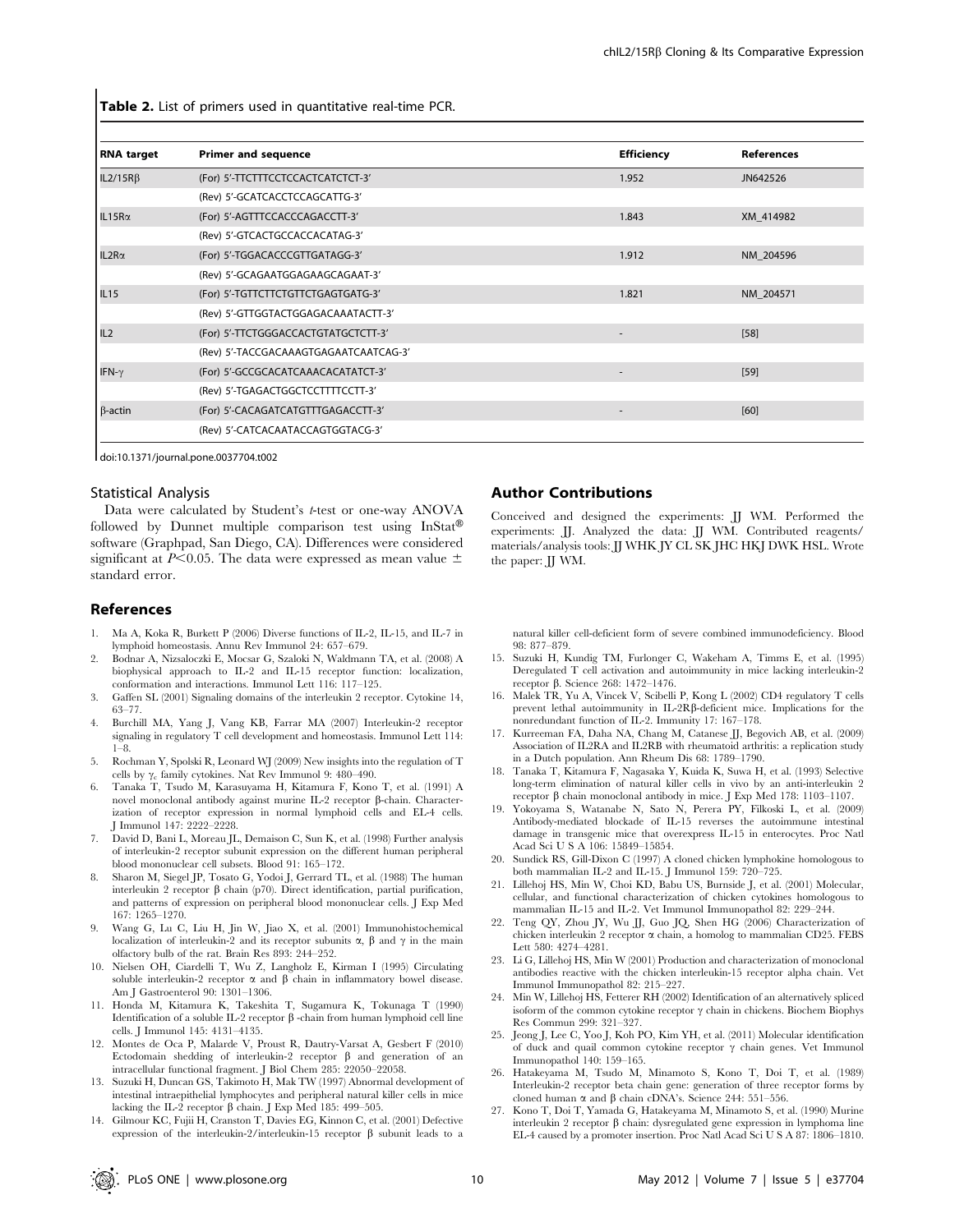**Table 2.** List of primers used in quantitative real-time PCR.

| RNA target | Primer and sequence | Efficiency | References |
|---|---|---|---|
| IL2/15Rβ | (For) 5′-TTCTTTCCTCCACTCATCTCT-3′ | 1.952 | JN642526 |
| | (Rev) 5′-GCATCACCTCCAGCATTG-3′ | | |
| IL15Rα | (For) 5′-AGTTTCCACCCAGACCTT-3′ | 1.843 | XM_414982 |
| | (Rev) 5′-GTCACTGCCACCACATAG-3′ | | |
| IL2Rα | (For) 5′-TGGACACCCGTTGATAGG-3′ | 1.912 | NM_204596 |
| | (Rev) 5′-GCAGAATGGAGAAGCAGAAT-3′ | | |
| IL15 | (For) 5′-TGTTCTTCTGTTCTGAGTGATG-3′ | 1.821 | NM_204571 |
| | (Rev) 5′-GTTGGTACTGGAGACAAATACTT-3′ | | |
| IL2 | (For) 5′-TTCTGGGACCACTGTATGCTCTT-3′ | - | [58] |
| | (Rev) 5′-TACCGACAAAGTGAGAATCAATCAG-3′ | | |
| IFN-γ | (For) 5′-GCCGCACATCAAACACATATCT-3′ | - | [59] |
| | (Rev) 5′-TGAGACTGGCTCCTTTTCCTT-3′ | | |
| β-actin | (For) 5′-CACAGATCATGTTTGAGACCTT-3′ | - | [60] |
| | (Rev) 5′-CATCACAATACCAGTGGTACG-3′ | | |

doi:10.1371/journal.pone.0037704.t002

### Statistical Analysis

Data were calculated by Student's *t*-test or one-way ANOVA followed by Dunnet multiple comparison test using InStat® software (Graphpad, San Diego, CA). Differences were considered significant at $P<0.05$. The data were expressed as mean value ± standard error.

## Author Contributions

Conceived and designed the experiments: JJ WM. Performed the experiments: JJ. Analyzed the data: JJ WM. Contributed reagents/materials/analysis tools: JJ WHK JY CL SK JHC HKJ DWK HSL. Wrote the paper: JJ WM.

## References

1. Ma A, Koka R, Burkett P (2006) Diverse functions of IL-2, IL-15, and IL-7 in lymphoid homeostasis. Annu Rev Immunol 24: 657–679.
2. Bodnar A, Nizsaloczki E, Mocsar G, Szaloki N, Waldmann TA, et al. (2008) A biophysical approach to IL-2 and IL-15 receptor function: localization, conformation and interactions. Immunol Lett 116: 117–125.
3. Gaffen SL (2001) Signaling domains of the interleukin 2 receptor. Cytokine 14, 63–77.
4. Burchill MA, Yang J, Vang KB, Farrar MA (2007) Interleukin-2 receptor signaling in regulatory T cell development and homeostasis. Immunol Lett 114: 1–8.
5. Rochman Y, Spolski R, Leonard WJ (2009) New insights into the regulation of T cells by $\gamma_c$ family cytokines. Nat Rev Immunol 9: 480–490.
6. Tanaka T, Tsudo M, Karasuyama H, Kitamura F, Kono T, et al. (1991) A novel monoclonal antibody against murine IL-2 receptor β-chain. Characterization of receptor expression in normal lymphoid cells and EL-4 cells. J Immunol 147: 2222–2228.
7. David D, Bani L, Moreau JL, Demaison C, Sun K, et al. (1998) Further analysis of interleukin-2 receptor subunit expression on the different human peripheral blood mononuclear cell subsets. Blood 91: 165–172.
8. Sharon M, Siegel JP, Tosato G, Yodoi J, Gerrard TL, et al. (1988) The human interleukin 2 receptor β chain (p70). Direct identification, partial purification, and patterns of expression on peripheral blood mononuclear cells. J Exp Med 167: 1265–1270.
9. Wang G, Lu C, Liu H, Jin W, Jiao X, et al. (2001) Immunohistochemical localization of interleukin-2 and its receptor subunits α, β and γ in the main olfactory bulb of the rat. Brain Res 893: 244–252.
10. Nielsen OH, Ciardelli T, Wu Z, Langholz E, Kirman I (1995) Circulating soluble interleukin-2 receptor α and β chain in inflammatory bowel disease. Am J Gastroenterol 90: 1301–1306.
11. Honda M, Kitamura K, Takeshita T, Sugamura K, Tokunaga T (1990) Identification of a soluble IL-2 receptor β -chain from human lymphoid cell line cells. J Immunol 145: 4131–4135.
12. Montes de Oca P, Malarde V, Proust R, Dautry-Varsat A, Gesbert F (2010) Ectodomain shedding of interleukin-2 receptor β and generation of an intracellular functional fragment. J Biol Chem 285: 22050–22058.
13. Suzuki H, Duncan GS, Takimoto H, Mak TW (1997) Abnormal development of intestinal intraepithelial lymphocytes and peripheral natural killer cells in mice lacking the IL-2 receptor β chain. J Exp Med 185: 499–505.
14. Gilmour KC, Fujii H, Cranston T, Davies EG, Kinnon C, et al. (2001) Defective expression of the interleukin-2/interleukin-15 receptor β subunit leads to a natural killer cell-deficient form of severe combined immunodeficiency. Blood 98: 877–879.
15. Suzuki H, Kundig TM, Furlonger C, Wakeham A, Timms E, et al. (1995) Deregulated T cell activation and autoimmunity in mice lacking interleukin-2 receptor β. Science 268: 1472–1476.
16. Malek TR, Yu A, Vincek V, Scibelli P, Kong L (2002) CD4 regulatory T cells prevent lethal autoimmunity in IL-2Rβ-deficient mice. Implications for the nonredundant function of IL-2. Immunity 17: 167–178.
17. Kurreeman FA, Daha NA, Chang M, Catanese JJ, Begovich AB, et al. (2009) Association of IL2RA and IL2RB with rheumatoid arthritis: a replication study in a Dutch population. Ann Rheum Dis 68: 1789–1790.
18. Tanaka T, Kitamura F, Nagasaka Y, Kuida K, Suwa H, et al. (1993) Selective long-term elimination of natural killer cells in vivo by an anti-interleukin 2 receptor β chain monoclonal antibody in mice. J Exp Med 178: 1103–1107.
19. Yokoyama S, Watanabe N, Sato N, Perera PY, Filkoski L, et al. (2009) Antibody-mediated blockade of IL-15 reverses the autoimmune intestinal damage in transgenic mice that overexpress IL-15 in enterocytes. Proc Natl Acad Sci U S A 106: 15849–15854.
20. Sundick RS, Gill-Dixon C (1997) A cloned chicken lymphokine homologous to both mammalian IL-2 and IL-15. J Immunol 159: 720–725.
21. Lillehoj HS, Min W, Choi KD, Babu US, Burnside J, et al. (2001) Molecular, cellular, and functional characterization of chicken cytokines homologous to mammalian IL-15 and IL-2. Vet Immunol Immunopathol 82: 229–244.
22. Teng QY, Zhou JY, Wu JJ, Guo JQ, Shen HG (2006) Characterization of chicken interleukin 2 receptor α chain, a homolog to mammalian CD25. FEBS Lett 580: 4274–4281.
23. Li G, Lillehoj HS, Min W (2001) Production and characterization of monoclonal antibodies reactive with the chicken interleukin-15 receptor alpha chain. Vet Immunol Immunopathol 82: 215–227.
24. Min W, Lillehoj HS, Fetterer RH (2002) Identification of an alternatively spliced isoform of the common cytokine receptor γ chain in chickens. Biochem Biophys Res Commun 299: 321–327.
25. Jeong J, Lee C, Yoo J, Koh PO, Kim YH, et al. (2011) Molecular identification of duck and quail common cytokine receptor γ chain genes. Vet Immunol Immunopathol 140: 159–165.
26. Hatakeyama M, Tsudo M, Minamoto S, Kono T, Doi T, et al. (1989) Interleukin-2 receptor beta chain gene: generation of three receptor forms by cloned human α and β chain cDNA's. Science 244: 551–556.
27. Kono T, Doi T, Yamada G, Hatakeyama M, Minamoto S, et al. (1990) Murine interleukin 2 receptor β chain: dysregulated gene expression in lymphoma line EL-4 caused by a promoter insertion. Proc Natl Acad Sci U S A 87: 1806–1810.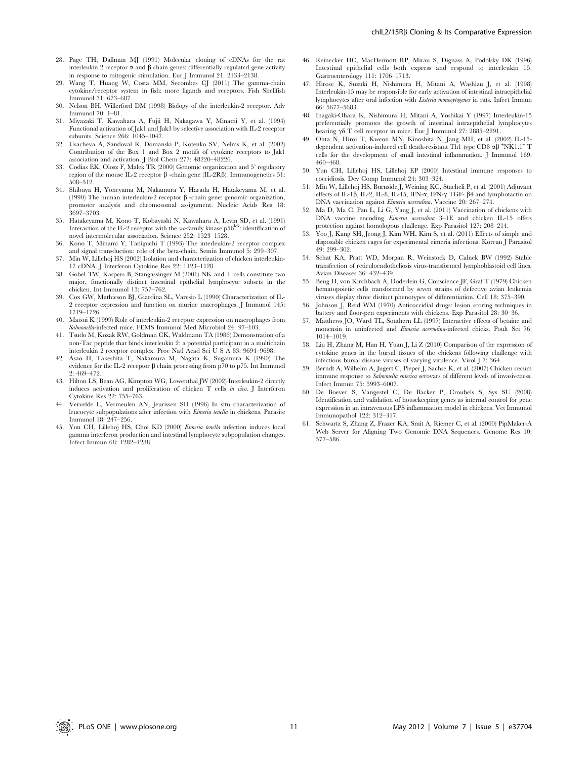28. Page TH, Dallman MJ (1991) Molecular cloning of cDNAs for the rat interleukin 2 receptor α and β chain genes: differentially regulated gene activity in response to mitogenic stimulation. Eur J Immunol 21: 2133–2138.
29. Wang T, Huang W, Costa MM, Secombes CJ (2011) The gamma-chain cytokine/receptor system in fish: more ligands and receptors. Fish Shellfish Immunol 31: 673–687.
30. Nelson BH, Willerford DM (1998) Biology of the interleukin-2 receptor. Adv Immunol 70: 1–81.
31. Miyazaki T, Kawahara A, Fujii H, Nakagawa Y, Minami Y, et al. (1994) Functional activation of Jak1 and Jak3 by selective association with IL-2 receptor subunits. Science 266: 1045–1047.
32. Usacheva A, Sandoval R, Domanski P, Kotenko SV, Nelms K, et al. (2002) Contribution of the Box 1 and Box 2 motifs of cytokine receptors to Jak1 association and activation. J Biol Chem 277: 48220–48226.
33. Codias EK, Olosz F, Malek TR (2000) Genomic organization and 5' regulatory region of the mouse IL-2 receptor β -chain gene (IL-2Rβ). Immunogenetics 51: 508–512.
34. Shibuya H, Yoneyama M, Nakamura Y, Harada H, Hatakeyama M, et al. (1990) The human interleukin-2 receptor β -chain gene: genomic organization, promoter analysis and chromosomal assignment. Nucleic Acids Res 18: 3697–3703.
35. Hatakeyama M, Kono T, Kobayashi N, Kawahara A, Levin SD, et al. (1991) Interaction of the IL-2 receptor with the *src*-family kinase p56$^{lck}$: identification of novel intermolecular association. Science 252: 1523–1528.
36. Kono T, Minami Y, Taniguchi T (1993) The interleukin-2 receptor complex and signal transduction: role of the beta-chain. Semin Immunol 5: 299–307.
37. Min W, Lillehoj HS (2002) Isolation and characterization of chicken interleukin-17 cDNA. J Interferon Cytokine Res 22: 1123–1128.
38. Gobel TW, Kaspers B, Stangassinger M (2001) NK and T cells constitute two major, functionally distinct intestinal epithelial lymphocyte subsets in the chicken. Int Immunol 13: 757–762.
39. Cox GW, Mathieson BJ, Giardina SL, Varesio L (1990) Characterization of IL-2 receptor expression and function on murine macrophages. J Immunol 145: 1719–1726.
40. Matsui K (1999) Role of interleukin-2 receptor expression on macrophages from *Salmonella*-infected mice. FEMS Immunol Med Microbiol 24: 97–103.
41. Tsudo M, Kozak RW, Goldman CK, Waldmann TA (1986) Demonstration of a non-Tac peptide that binds interleukin 2: a potential participant in a multichain interleukin 2 receptor complex. Proc Natl Acad Sci U S A 83: 9694–9698.
42. Asao H, Takeshita T, Nakamura M, Nagata K, Sugamura K (1990) The evidence for the IL-2 receptor β chain processing from p70 to p75. Int Immunol 2: 469–472.
43. Hilton LS, Bean AG, Kimpton WG, Lowenthal JW (2002) Interleukin-2 directly induces activation and proliferation of chicken T cells *in vivo*. J Interferon Cytokine Res 22: 755–763.
44. Vervelde L, Vermeulen AN, Jeurissen SH (1996) In situ characterization of leucocyte subpopulations after infection with *Eimeria tenella* in chickens. Parasite Immunol 18: 247–256.
45. Yun CH, Lillehoj HS, Choi KD (2000) *Eimeria tenella* infection induces local gamma interferon production and intestinal lymphocyte subpopulation changes. Infect Immun 68: 1282–1288.
46. Reinecker HC, MacDermott RP, Mirau S, Dignass A, Podolsky DK (1996) Intestinal epithelial cells both express and respond to interleukin 15. Gastroenterology 111: 1706–1713.
47. Hirose K, Suzuki H, Nishimura H, Mitani A, Washizu J, et al. (1998) Interleukin-15 may be responsible for early activation of intestinal intraepithelial lymphocytes after oral infection with *Listeria monocytogenes* in rats. Infect Immun 66: 5677–5683.
48. Inagaki-Ohara K, Nishimura H, Mitani A, Yoshikai Y (1997) Interleukin-15 preferentially promotes the growth of intestinal intraepithelial lymphocytes bearing γδ T cell receptor in mice. Eur J Immunol 27: 2885–2891.
49. Ohta N, Hiroi T, Kweon MN, Kinoshita N, Jang MH, et al. (2002) IL-15-dependent activation-induced cell death-resistant Th1 type CD8 αβ $^{+}$NK1.1$^{+}$ T cells for the development of small intestinal inflammation. J Immunol 169: 460–468.
50. Yun CH, Lillehoj HS, Lillehoj EP (2000) Intestinal immune responses to coccidiosis. Dev Comp Immunol 24: 303–324.
51. Min W, Lillehoj HS, Burnside J, Weining KC, Staeheli P, et al. (2001) Adjuvant effects of IL-1β, IL-2, IL-8, IL-15, IFN-α, IFN-γ TGF- β4 and lymphotactin on DNA vaccination against *Eimeria acervulina*. Vaccine 20: 267–274.
52. Ma D, Ma C, Pan L, Li G, Yang J, et al. (2011) Vaccination of chickens with DNA vaccine encoding *Eimeria acervulina* 3–1E and chicken IL-15 offers protection against homologous challenge. Exp Parasitol 127: 208–214.
53. Yoo J, Kang SH, Jeong J, Kim WH, Kim S, et al. (2011) Effects of simple and disposable chicken cages for experimental eimeria infections. Korean J Parasitol 49: 299–302.
54. Schat KA, Pratt WD, Morgan R, Weinstock D, Calnek BW (1992) Stable transfection of reticuloendotheliosis virus-transformed lymphoblastoid cell lines. Avian Diseases 36: 432–439.
55. Beug H, von Kirchbach A, Doderlein G, Conscience JF, Graf T (1979) Chicken hematopoietic cells transformed by seven strains of defective avian leukemia viruses display three distinct phenotypes of differentiation. Cell 18: 375–390.
56. Johnson J, Reid WM (1970) Anticoccidial drugs: lesion scoring techniques in battery and floor-pen experiments with chickens. Exp Parasitol 28: 30–36.
57. Matthews JO, Ward TL, Southern LL (1997) Interactive effects of betaine and monensin in uninfected and *Eimeria acervulina*-infected chicks. Poult Sci 76: 1014–1019.
58. Liu H, Zhang M, Han H, Yuan J, Li Z (2010) Comparison of the expression of cytokine genes in the bursal tissues of the chickens following challenge with infectious bursal disease viruses of varying virulence. Virol J 7: 364.
59. Berndt A, Wilhelm A, Jugert C, Pieper J, Sachse K, et al. (2007) Chicken cecum immune response to *Salmonella enterica* serovars of different levels of invasiveness. Infect Immun 75: 5993–6007.
60. De Boever S, Vangestel C, De Backer P, Croubels S, Sys SU (2008) Identification and validation of housekeeping genes as internal control for gene expression in an intravenous LPS inflammation model in chickens. Vet Immunol Immunopathol 122: 312–317.
61. Schwartz S, Zhang Z, Frazer KA, Smit A, Riemer C, et al. (2000) PipMaker-A Web Server for Aligning Two Genomic DNA Sequences. Genome Res 10: 577–586.